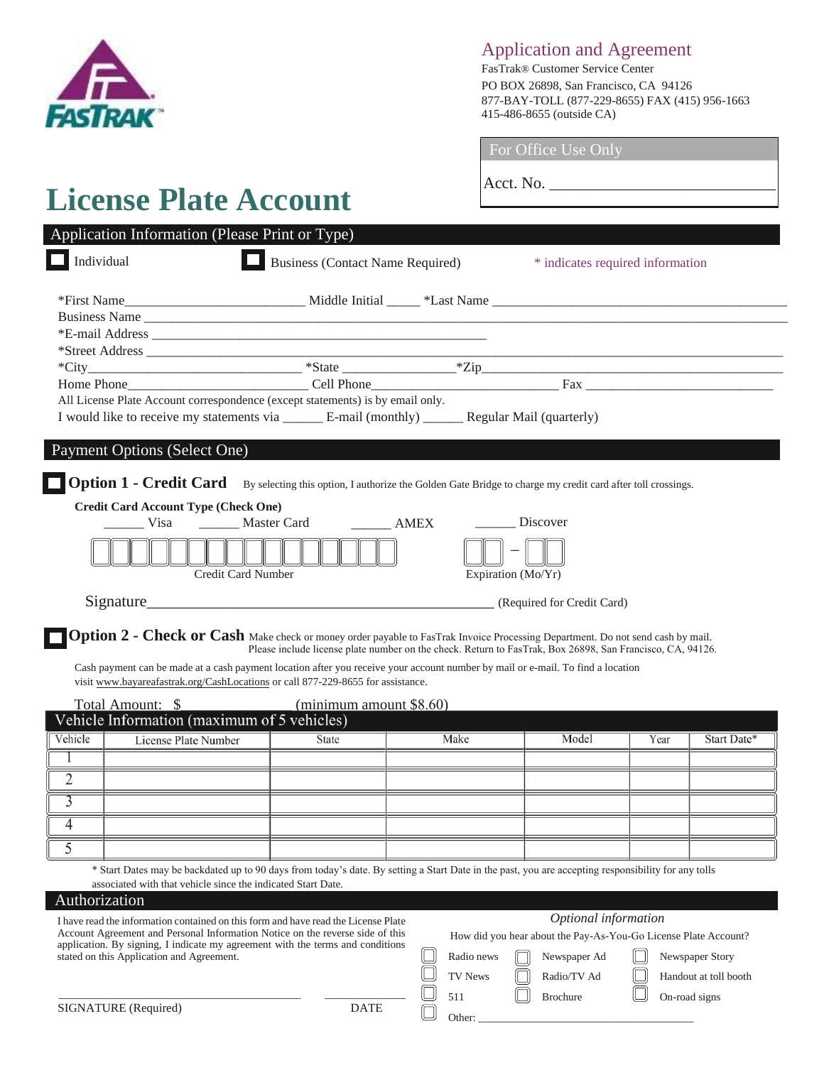FASTRAK

## Application and Agreement

FasTrak® Customer Service Center
PO BOX 26898, San Francisco, CA 94126
877-BAY-TOLL (877-229-8655) FAX (415) 956-1663
415-486-8655 (outside CA)

**For Office Use Only**

Acct. No. ______________________________

# License Plate Account

## Application Information (Please Print or Type)

☐ Individual ☐ Business (Contact Name Required) * indicates required information

*First Name__________________________ Middle Initial _____ *Last Name ____________________________________________
Business Name ________________________________________________________________________________________
*E-mail Address __________________________________________________
*Street Address _______________________________________________________________________________________
*City________________________________ *State ________________*Zip_______________________________________________
Home Phone__________________________ Cell Phone___________________________ Fax _____________________________

All License Plate Account correspondence (except statements) is by email only.

I would like to receive my statements via ______ E-mail (monthly) ______ Regular Mail (quarterly)

## Payment Options (Select One)

☐ **Option 1 - Credit Card** By selecting this option, I authorize the Golden Gate Bridge to charge my credit card after toll crossings.

**Credit Card Account Type (Check One)**

______ Visa ______ Master Card ______ AMEX ______ Discover

Credit Card Number ☐☐☐☐☐☐☐☐☐☐☐☐☐☐☐☐

Expiration (Mo/Yr) ☐☐ – ☐☐

Signature________________________________________________ (Required for Credit Card)

☐ **Option 2 - Check or Cash** Make check or money order payable to FasTrak Invoice Processing Department. Do not send cash by mail. Please include license plate number on the check. Return to FasTrak, Box 26898, San Francisco, CA, 94126.

Cash payment can be made at a cash payment location after you receive your account number by mail or e-mail. To find a location visit www.bayareafastrak.org/CashLocations or call 877-229-8655 for assistance.

Total Amount: $ (minimum amount $8.60)

## Vehicle Information (maximum of 5 vehicles)

| Vehicle | License Plate Number | State | Make | Model | Year | Start Date* |
|---|---|---|---|---|---|---|
| 1 | | | | | | |
| 2 | | | | | | |
| 3 | | | | | | |
| 4 | | | | | | |
| 5 | | | | | | |

* Start Dates may be backdated up to 90 days from today's date. By setting a Start Date in the past, you are accepting responsibility for any tolls associated with that vehicle since the indicated Start Date.

## Authorization

I have read the information contained on this form and have read the License Plate Account Agreement and Personal Information Notice on the reverse side of this application. By signing, I indicate my agreement with the terms and conditions stated on this Application and Agreement.

_______________________________________ _____________
SIGNATURE (Required) DATE

*Optional information*

How did you hear about the Pay-As-You-Go License Plate Account?

☐ Radio news ☐ Newspaper Ad ☐ Newspaper Story
☐ TV News ☐ Radio/TV Ad ☐ Handout at toll booth
☐ 511 ☐ Brochure ☐ On-road signs
☐ Other: ________________________________________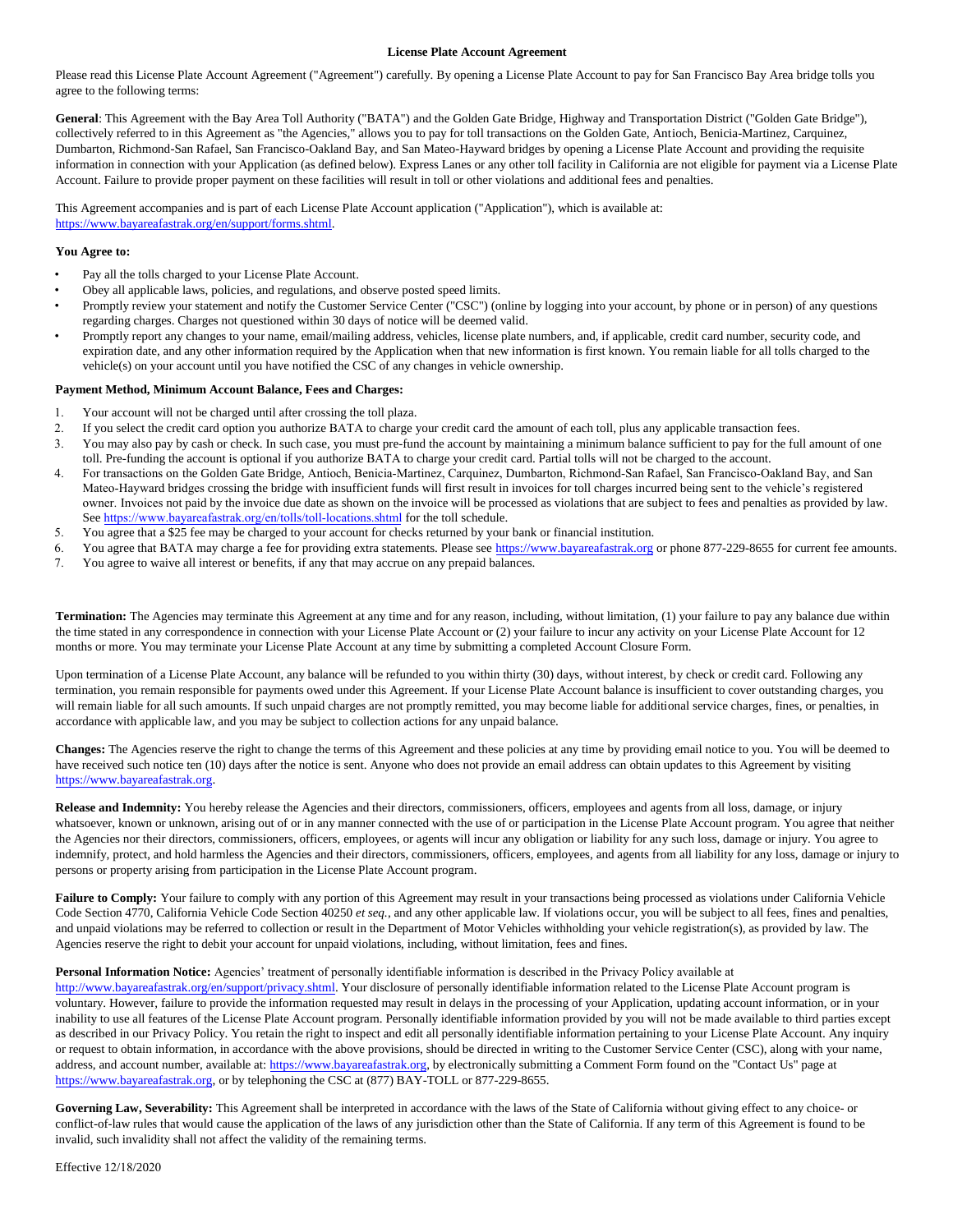# License Plate Account Agreement

Please read this License Plate Account Agreement ("Agreement") carefully. By opening a License Plate Account to pay for San Francisco Bay Area bridge tolls you agree to the following terms:

**General**: This Agreement with the Bay Area Toll Authority ("BATA") and the Golden Gate Bridge, Highway and Transportation District ("Golden Gate Bridge"), collectively referred to in this Agreement as "the Agencies," allows you to pay for toll transactions on the Golden Gate, Antioch, Benicia-Martinez, Carquinez, Dumbarton, Richmond-San Rafael, San Francisco-Oakland Bay, and San Mateo-Hayward bridges by opening a License Plate Account and providing the requisite information in connection with your Application (as defined below). Express Lanes or any other toll facility in California are not eligible for payment via a License Plate Account. Failure to provide proper payment on these facilities will result in toll or other violations and additional fees and penalties.

This Agreement accompanies and is part of each License Plate Account application ("Application"), which is available at: https://www.bayareafastrak.org/en/support/forms.shtml.

**You Agree to:**

- Pay all the tolls charged to your License Plate Account.
- Obey all applicable laws, policies, and regulations, and observe posted speed limits.
- Promptly review your statement and notify the Customer Service Center ("CSC") (online by logging into your account, by phone or in person) of any questions regarding charges. Charges not questioned within 30 days of notice will be deemed valid.
- Promptly report any changes to your name, email/mailing address, vehicles, license plate numbers, and, if applicable, credit card number, security code, and expiration date, and any other information required by the Application when that new information is first known. You remain liable for all tolls charged to the vehicle(s) on your account until you have notified the CSC of any changes in vehicle ownership.

**Payment Method, Minimum Account Balance, Fees and Charges:**

1. Your account will not be charged until after crossing the toll plaza.
2. If you select the credit card option you authorize BATA to charge your credit card the amount of each toll, plus any applicable transaction fees.
3. You may also pay by cash or check. In such case, you must pre-fund the account by maintaining a minimum balance sufficient to pay for the full amount of one toll. Pre-funding the account is optional if you authorize BATA to charge your credit card. Partial tolls will not be charged to the account.
4. For transactions on the Golden Gate Bridge, Antioch, Benicia-Martinez, Carquinez, Dumbarton, Richmond-San Rafael, San Francisco-Oakland Bay, and San Mateo-Hayward bridges crossing the bridge with insufficient funds will first result in invoices for toll charges incurred being sent to the vehicle's registered owner. Invoices not paid by the invoice due date as shown on the invoice will be processed as violations that are subject to fees and penalties as provided by law. See https://www.bayareafastrak.org/en/tolls/toll-locations.shtml for the toll schedule.
5. You agree that a $25 fee may be charged to your account for checks returned by your bank or financial institution.
6. You agree that BATA may charge a fee for providing extra statements. Please see https://www.bayareafastrak.org or phone 877-229-8655 for current fee amounts.
7. You agree to waive all interest or benefits, if any that may accrue on any prepaid balances.

**Termination:** The Agencies may terminate this Agreement at any time and for any reason, including, without limitation, (1) your failure to pay any balance due within the time stated in any correspondence in connection with your License Plate Account or (2) your failure to incur any activity on your License Plate Account for 12 months or more. You may terminate your License Plate Account at any time by submitting a completed Account Closure Form.

Upon termination of a License Plate Account, any balance will be refunded to you within thirty (30) days, without interest, by check or credit card. Following any termination, you remain responsible for payments owed under this Agreement. If your License Plate Account balance is insufficient to cover outstanding charges, you will remain liable for all such amounts. If such unpaid charges are not promptly remitted, you may become liable for additional service charges, fines, or penalties, in accordance with applicable law, and you may be subject to collection actions for any unpaid balance.

**Changes:** The Agencies reserve the right to change the terms of this Agreement and these policies at any time by providing email notice to you. You will be deemed to have received such notice ten (10) days after the notice is sent. Anyone who does not provide an email address can obtain updates to this Agreement by visiting https://www.bayareafastrak.org.

**Release and Indemnity:** You hereby release the Agencies and their directors, commissioners, officers, employees and agents from all loss, damage, or injury whatsoever, known or unknown, arising out of or in any manner connected with the use of or participation in the License Plate Account program. You agree that neither the Agencies nor their directors, commissioners, officers, employees, or agents will incur any obligation or liability for any such loss, damage or injury. You agree to indemnify, protect, and hold harmless the Agencies and their directors, commissioners, officers, employees, and agents from all liability for any loss, damage or injury to persons or property arising from participation in the License Plate Account program.

**Failure to Comply:** Your failure to comply with any portion of this Agreement may result in your transactions being processed as violations under California Vehicle Code Section 4770, California Vehicle Code Section 40250 *et seq.*, and any other applicable law. If violations occur, you will be subject to all fees, fines and penalties, and unpaid violations may be referred to collection or result in the Department of Motor Vehicles withholding your vehicle registration(s), as provided by law. The Agencies reserve the right to debit your account for unpaid violations, including, without limitation, fees and fines.

**Personal Information Notice:** Agencies' treatment of personally identifiable information is described in the Privacy Policy available at http://www.bayareafastrak.org/en/support/privacy.shtml. Your disclosure of personally identifiable information related to the License Plate Account program is voluntary. However, failure to provide the information requested may result in delays in the processing of your Application, updating account information, or in your inability to use all features of the License Plate Account program. Personally identifiable information provided by you will not be made available to third parties except as described in our Privacy Policy. You retain the right to inspect and edit all personally identifiable information pertaining to your License Plate Account. Any inquiry or request to obtain information, in accordance with the above provisions, should be directed in writing to the Customer Service Center (CSC), along with your name, address, and account number, available at: https://www.bayareafastrak.org, by electronically submitting a Comment Form found on the "Contact Us" page at https://www.bayareafastrak.org, or by telephoning the CSC at (877) BAY-TOLL or 877-229-8655.

**Governing Law, Severability:** This Agreement shall be interpreted in accordance with the laws of the State of California without giving effect to any choice- or conflict-of-law rules that would cause the application of the laws of any jurisdiction other than the State of California. If any term of this Agreement is found to be invalid, such invalidity shall not affect the validity of the remaining terms.

Effective 12/18/2020